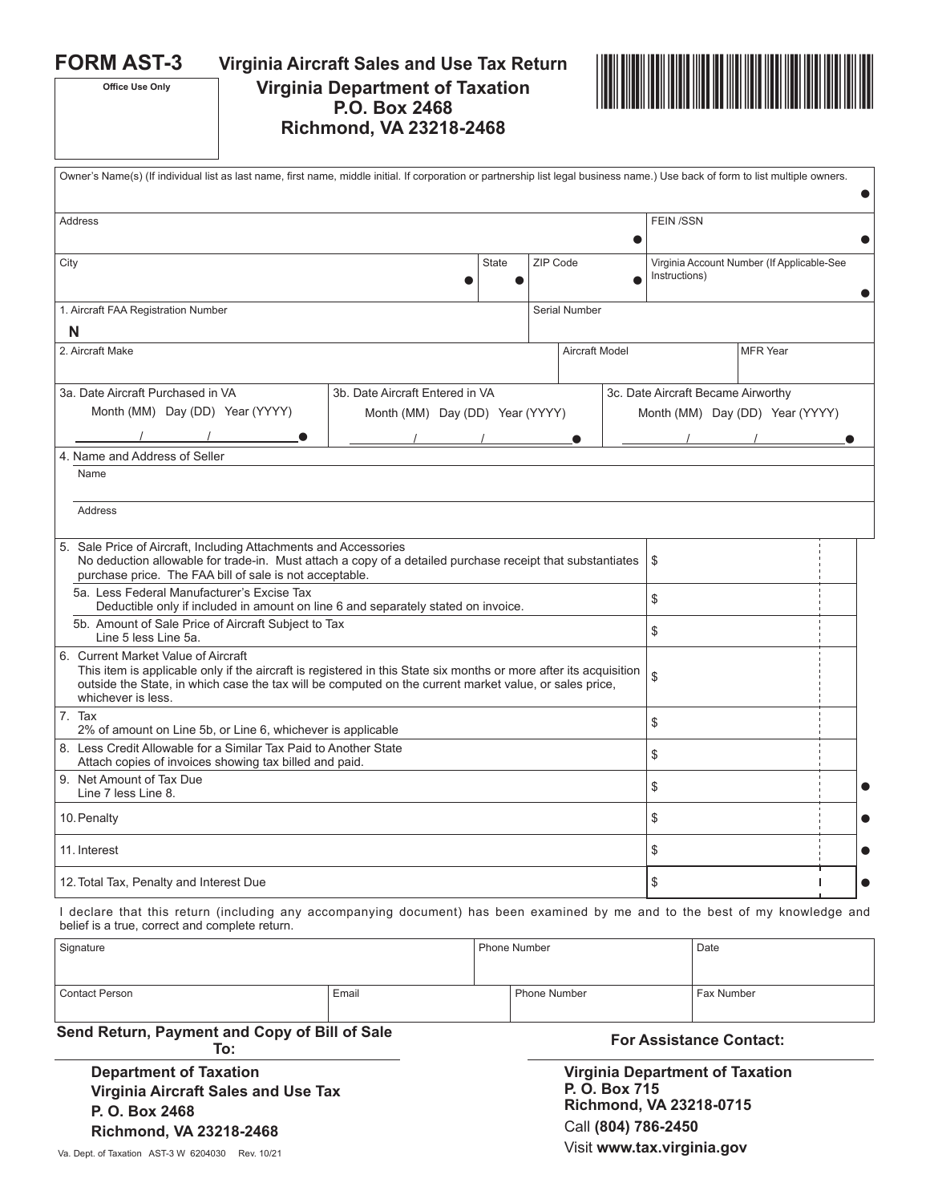# FORM AST-3

**Virginia Aircraft Sales and Use Tax Return**

**Virginia Department of Taxation**
**P.O. Box 2468**
**Richmond, VA 23218-2468**

Office Use Only

| Owner's Name(s) (If individual list as last name, first name, middle initial. If corporation or partnership list legal business name.) Use back of form to list multiple owners. | | | |
|---|---|---|---|
| Address | | | FEIN /SSN |
| City | State | ZIP Code | Virginia Account Number (If Applicable-See Instructions) |

| 1. Aircraft FAA Registration Number | Serial Number | |
|---|---|---|
| N | | |
| 2. Aircraft Make | Aircraft Model | MFR Year |

| 3a. Date Aircraft Purchased in VA | 3b. Date Aircraft Entered in VA | 3c. Date Aircraft Became Airworthy |
|---|---|---|
| Month (MM) Day (DD) Year (YYYY) | Month (MM) Day (DD) Year (YYYY) | Month (MM) Day (DD) Year (YYYY) |
| ____/____/________ | ____/____/________ | ____/____/________ |

4. Name and Address of Seller

Name

Address

| | |
|---|---|
| 5. Sale Price of Aircraft, Including Attachments and Accessories<br>No deduction allowable for trade-in. Must attach a copy of a detailed purchase receipt that substantiates purchase price. The FAA bill of sale is not acceptable. | $ |
| 5a. Less Federal Manufacturer's Excise Tax<br>Deductible only if included in amount on line 6 and separately stated on invoice. | $ |
| 5b. Amount of Sale Price of Aircraft Subject to Tax<br>Line 5 less Line 5a. | $ |
| 6. Current Market Value of Aircraft<br>This item is applicable only if the aircraft is registered in this State six months or more after its acquisition outside the State, in which case the tax will be computed on the current market value, or sales price, whichever is less. | $ |
| 7. Tax<br>2% of amount on Line 5b, or Line 6, whichever is applicable | $ |
| 8. Less Credit Allowable for a Similar Tax Paid to Another State<br>Attach copies of invoices showing tax billed and paid. | $ |
| 9. Net Amount of Tax Due<br>Line 7 less Line 8. | $ |
| 10. Penalty | $ |
| 11. Interest | $ |
| 12. Total Tax, Penalty and Interest Due | $ |

I declare that this return (including any accompanying document) has been examined by me and to the best of my knowledge and belief is a true, correct and complete return.

| Signature | | Phone Number | Date |
|---|---|---|---|
| Contact Person | Email | Phone Number | Fax Number |

**Send Return, Payment and Copy of Bill of Sale To:**

**Department of Taxation**
**Virginia Aircraft Sales and Use Tax**
**P. O. Box 2468**
**Richmond, VA 23218-2468**

**For Assistance Contact:**

**Virginia Department of Taxation**
**P. O. Box 715**
**Richmond, VA 23218-0715**
Call **(804) 786-2450**
Visit **www.tax.virginia.gov**

Va. Dept. of Taxation AST-3 W 6204030 Rev. 10/21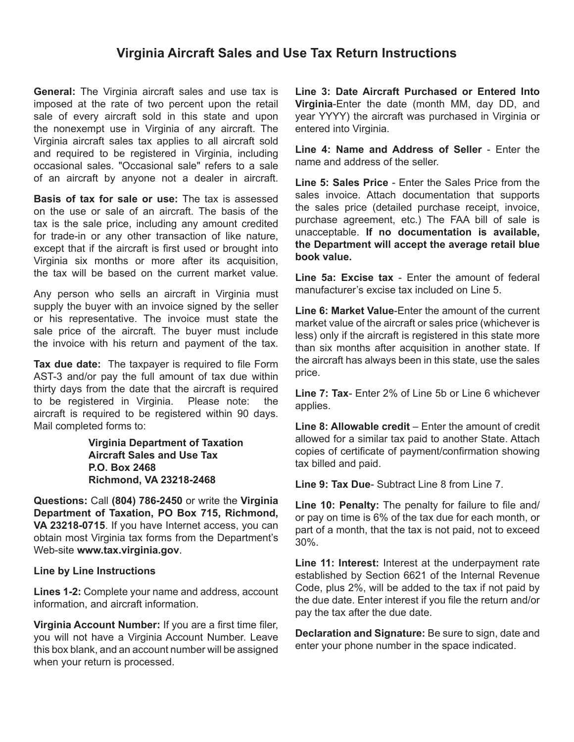# Virginia Aircraft Sales and Use Tax Return Instructions

**General:** The Virginia aircraft sales and use tax is imposed at the rate of two percent upon the retail sale of every aircraft sold in this state and upon the nonexempt use in Virginia of any aircraft. The Virginia aircraft sales tax applies to all aircraft sold and required to be registered in Virginia, including occasional sales. "Occasional sale" refers to a sale of an aircraft by anyone not a dealer in aircraft.

**Basis of tax for sale or use:** The tax is assessed on the use or sale of an aircraft. The basis of the tax is the sale price, including any amount credited for trade-in or any other transaction of like nature, except that if the aircraft is first used or brought into Virginia six months or more after its acquisition, the tax will be based on the current market value.

Any person who sells an aircraft in Virginia must supply the buyer with an invoice signed by the seller or his representative. The invoice must state the sale price of the aircraft. The buyer must include the invoice with his return and payment of the tax.

**Tax due date:** The taxpayer is required to file Form AST-3 and/or pay the full amount of tax due within thirty days from the date that the aircraft is required to be registered in Virginia. Please note: the aircraft is required to be registered within 90 days. Mail completed forms to:

**Virginia Department of Taxation**
**Aircraft Sales and Use Tax**
**P.O. Box 2468**
**Richmond, VA 23218-2468**

**Questions:** Call **(804) 786-2450** or write the **Virginia Department of Taxation, PO Box 715, Richmond, VA 23218-0715**. If you have Internet access, you can obtain most Virginia tax forms from the Department's Web-site **www.tax.virginia.gov**.

**Line by Line Instructions**

**Lines 1-2:** Complete your name and address, account information, and aircraft information.

**Virginia Account Number:** If you are a first time filer, you will not have a Virginia Account Number. Leave this box blank, and an account number will be assigned when your return is processed.

**Line 3: Date Aircraft Purchased or Entered Into Virginia**-Enter the date (month MM, day DD, and year YYYY) the aircraft was purchased in Virginia or entered into Virginia.

**Line 4: Name and Address of Seller** - Enter the name and address of the seller.

**Line 5: Sales Price** - Enter the Sales Price from the sales invoice. Attach documentation that supports the sales price (detailed purchase receipt, invoice, purchase agreement, etc.) The FAA bill of sale is unacceptable. **If no documentation is available, the Department will accept the average retail blue book value.**

**Line 5a: Excise tax** - Enter the amount of federal manufacturer's excise tax included on Line 5.

**Line 6: Market Value**-Enter the amount of the current market value of the aircraft or sales price (whichever is less) only if the aircraft is registered in this state more than six months after acquisition in another state. If the aircraft has always been in this state, use the sales price.

**Line 7: Tax**- Enter 2% of Line 5b or Line 6 whichever applies.

**Line 8: Allowable credit** – Enter the amount of credit allowed for a similar tax paid to another State. Attach copies of certificate of payment/confirmation showing tax billed and paid.

**Line 9: Tax Due**- Subtract Line 8 from Line 7.

**Line 10: Penalty:** The penalty for failure to file and/or pay on time is 6% of the tax due for each month, or part of a month, that the tax is not paid, not to exceed 30%.

**Line 11: Interest:** Interest at the underpayment rate established by Section 6621 of the Internal Revenue Code, plus 2%, will be added to the tax if not paid by the due date. Enter interest if you file the return and/or pay the tax after the due date.

**Declaration and Signature:** Be sure to sign, date and enter your phone number in the space indicated.